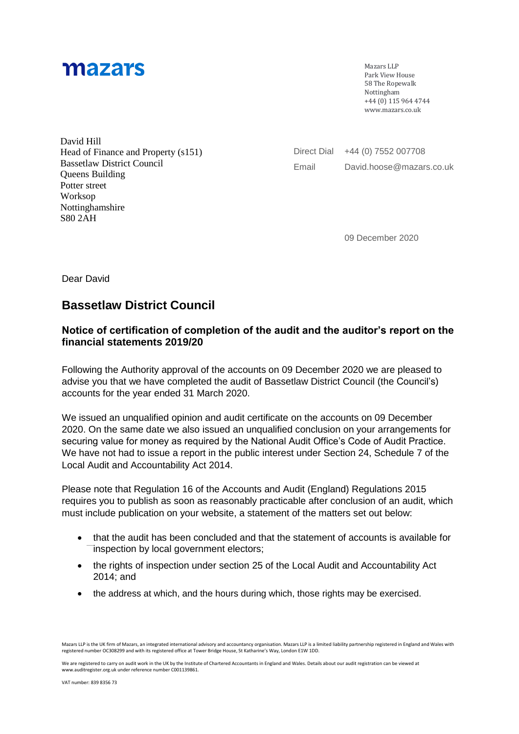mazars

Mazars LLP
Park View House
58 The Ropewalk
Nottingham
+44 (0) 115 964 4744
www.mazars.co.uk

David Hill
Head of Finance and Property (s151)
Bassetlaw District Council
Queens Building
Potter street
Worksop
Nottinghamshire
S80 2AH

Direct Dial +44 (0) 7552 007708
Email David.hoose@mazars.co.uk

09 December 2020

Dear David

## Bassetlaw District Council

### Notice of certification of completion of the audit and the auditor's report on the financial statements 2019/20

Following the Authority approval of the accounts on 09 December 2020 we are pleased to advise you that we have completed the audit of Bassetlaw District Council (the Council's) accounts for the year ended 31 March 2020.

We issued an unqualified opinion and audit certificate on the accounts on 09 December 2020. On the same date we also issued an unqualified conclusion on your arrangements for securing value for money as required by the National Audit Office's Code of Audit Practice. We have not had to issue a report in the public interest under Section 24, Schedule 7 of the Local Audit and Accountability Act 2014.

Please note that Regulation 16 of the Accounts and Audit (England) Regulations 2015 requires you to publish as soon as reasonably practicable after conclusion of an audit, which must include publication on your website, a statement of the matters set out below:

- that the audit has been concluded and that the statement of accounts is available for inspection by local government electors;
- the rights of inspection under section 25 of the Local Audit and Accountability Act 2014; and
- the address at which, and the hours during which, those rights may be exercised.

Mazars LLP is the UK firm of Mazars, an integrated international advisory and accountancy organisation. Mazars LLP is a limited liability partnership registered in England and Wales with registered number OC308299 and with its registered office at Tower Bridge House, St Katharine's Way, London E1W 1DD.

We are registered to carry on audit work in the UK by the Institute of Chartered Accountants in England and Wales. Details about our audit registration can be viewed at www.auditregister.org.uk under reference number C001139861.

VAT number: 839 8356 73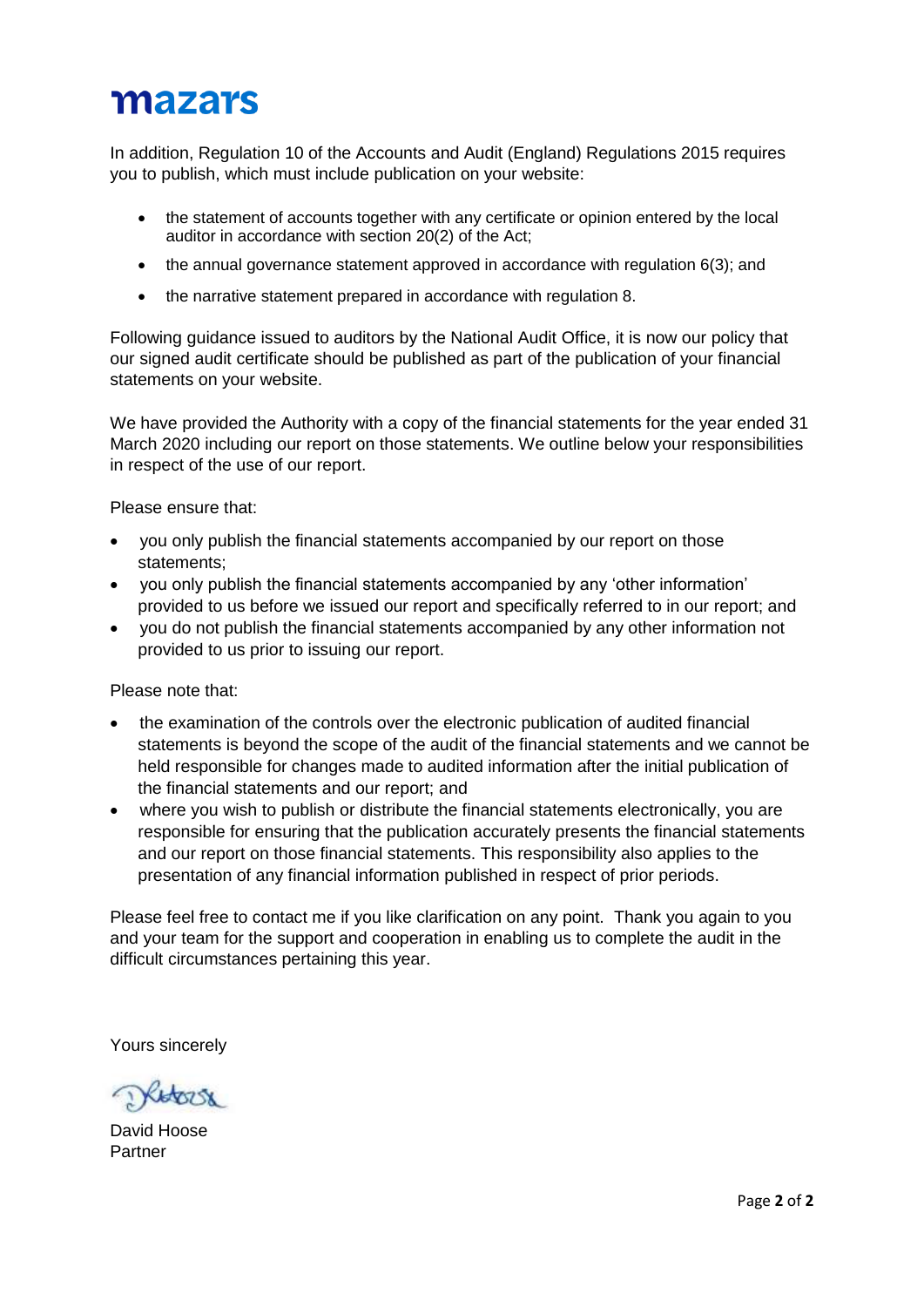mazars

In addition, Regulation 10 of the Accounts and Audit (England) Regulations 2015 requires you to publish, which must include publication on your website:

- the statement of accounts together with any certificate or opinion entered by the local auditor in accordance with section 20(2) of the Act;
- the annual governance statement approved in accordance with regulation 6(3); and
- the narrative statement prepared in accordance with regulation 8.

Following guidance issued to auditors by the National Audit Office, it is now our policy that our signed audit certificate should be published as part of the publication of your financial statements on your website.

We have provided the Authority with a copy of the financial statements for the year ended 31 March 2020 including our report on those statements. We outline below your responsibilities in respect of the use of our report.

Please ensure that:

- you only publish the financial statements accompanied by our report on those statements;
- you only publish the financial statements accompanied by any 'other information' provided to us before we issued our report and specifically referred to in our report; and
- you do not publish the financial statements accompanied by any other information not provided to us prior to issuing our report.

Please note that:

- the examination of the controls over the electronic publication of audited financial statements is beyond the scope of the audit of the financial statements and we cannot be held responsible for changes made to audited information after the initial publication of the financial statements and our report; and
- where you wish to publish or distribute the financial statements electronically, you are responsible for ensuring that the publication accurately presents the financial statements and our report on those financial statements. This responsibility also applies to the presentation of any financial information published in respect of prior periods.

Please feel free to contact me if you like clarification on any point. Thank you again to you and your team for the support and cooperation in enabling us to complete the audit in the difficult circumstances pertaining this year.

Yours sincerely

David Hoose
Partner